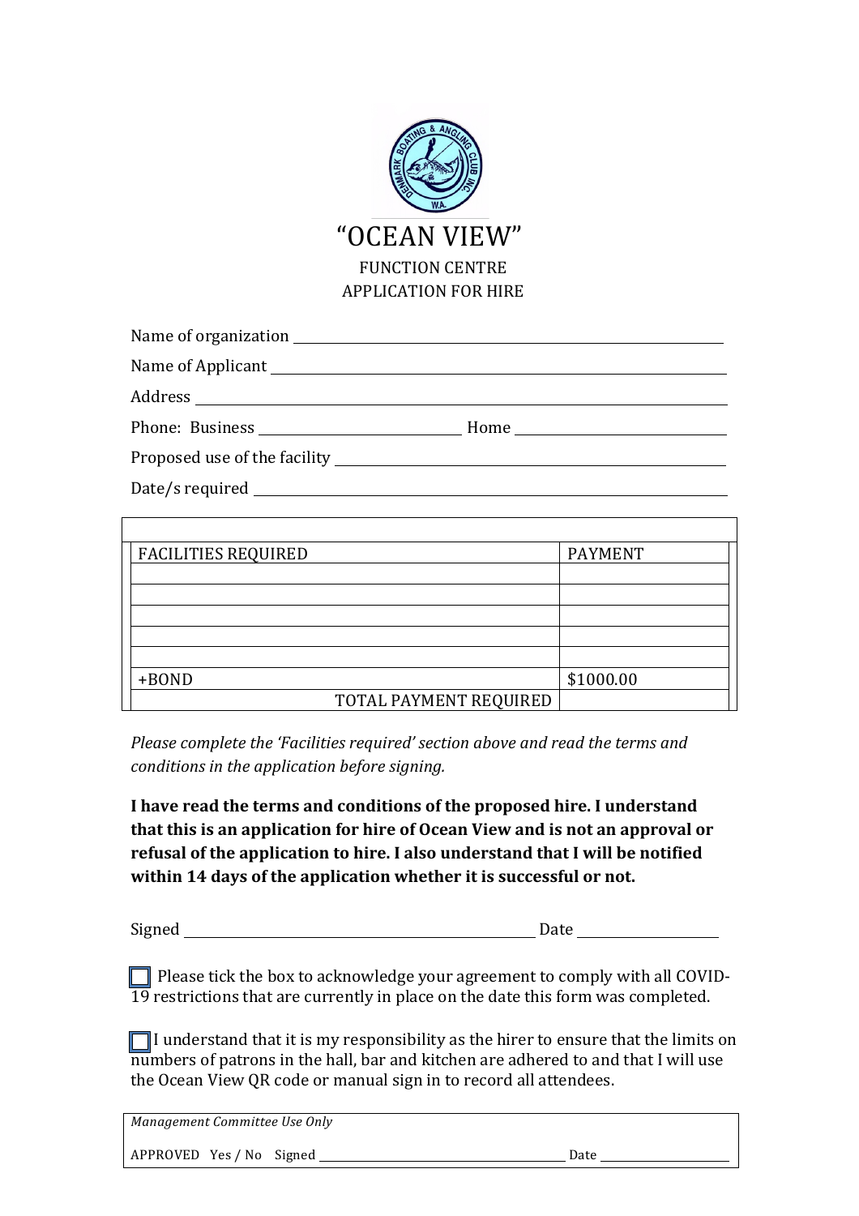# "OCEAN VIEW"

## FUNCTION CENTRE
## APPLICATION FOR HIRE

Name of organization ______________________________

Name of Applicant ______________________________

Address ______________________________

Phone: Business ______________________ Home ______________________

Proposed use of the facility ______________________________

Date/s required ______________________________

| FACILITIES REQUIRED | PAYMENT |
|---|---|
| | |
| | |
| | |
| | |
| | |
| +BOND | $1000.00 |
| TOTAL PAYMENT REQUIRED | |

*Please complete the 'Facilities required' section above and read the terms and conditions in the application before signing.*

**I have read the terms and conditions of the proposed hire. I understand that this is an application for hire of Ocean View and is not an approval or refusal of the application to hire. I also understand that I will be notified within 14 days of the application whether it is successful or not.**

Signed ______________________________ Date ______________

☐ Please tick the box to acknowledge your agreement to comply with all COVID-19 restrictions that are currently in place on the date this form was completed.

☐ I understand that it is my responsibility as the hirer to ensure that the limits on numbers of patrons in the hall, bar and kitchen are adhered to and that I will use the Ocean View QR code or manual sign in to record all attendees.

*Management Committee Use Only*

APPROVED Yes / No Signed ______________________________ Date ______________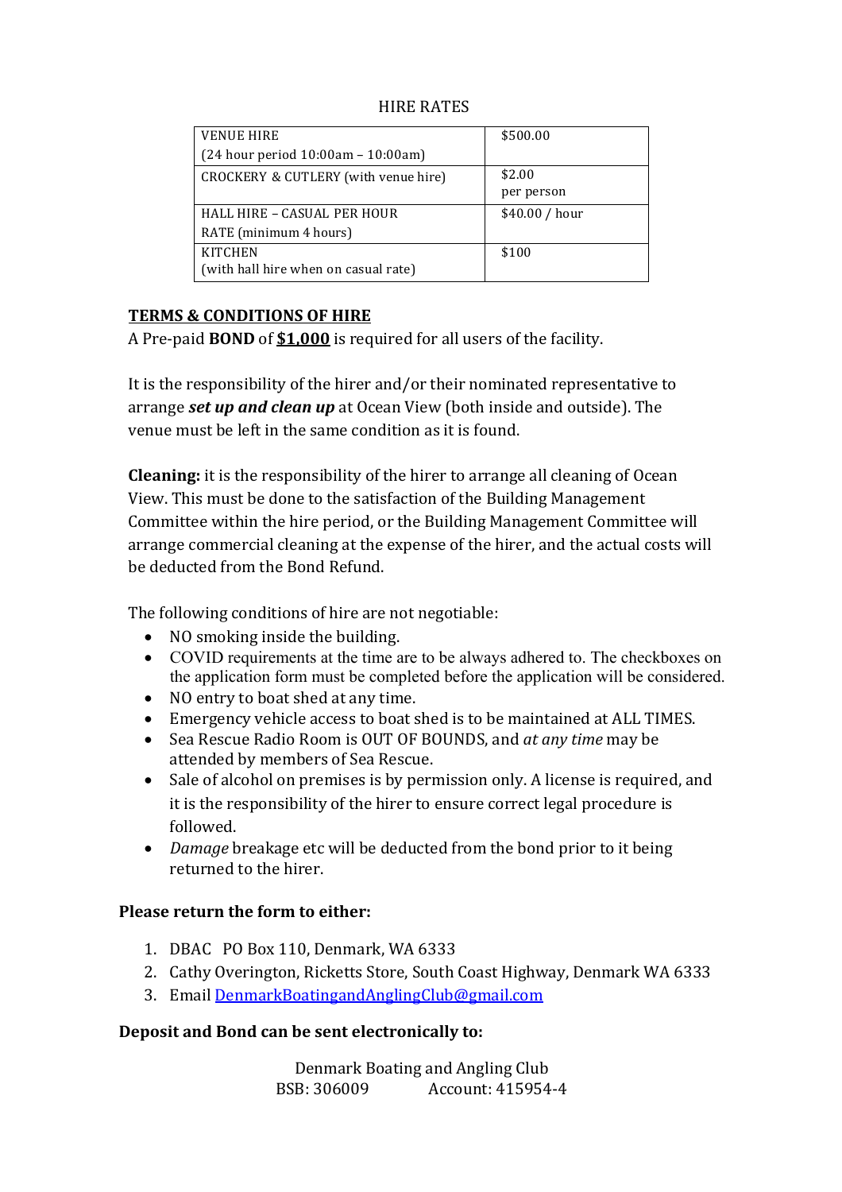HIRE RATES

| | |
|---|---|
| VENUE HIRE<br>(24 hour period 10:00am – 10:00am) | $500.00 |
| CROCKERY & CUTLERY (with venue hire) | $2.00<br>per person |
| HALL HIRE – CASUAL PER HOUR RATE (minimum 4 hours) | $40.00 / hour |
| KITCHEN<br>(with hall hire when on casual rate) | $100 |

**<u>TERMS & CONDITIONS OF HIRE</u>**

A Pre-paid **BOND** of **<u>$1,000</u>** is required for all users of the facility.

It is the responsibility of the hirer and/or their nominated representative to arrange ***set up and clean up*** at Ocean View (both inside and outside). The venue must be left in the same condition as it is found.

**Cleaning:** it is the responsibility of the hirer to arrange all cleaning of Ocean View. This must be done to the satisfaction of the Building Management Committee within the hire period, or the Building Management Committee will arrange commercial cleaning at the expense of the hirer, and the actual costs will be deducted from the Bond Refund.

The following conditions of hire are not negotiable:

- NO smoking inside the building.
- COVID requirements at the time are to be always adhered to. The checkboxes on the application form must be completed before the application will be considered.
- NO entry to boat shed at any time.
- Emergency vehicle access to boat shed is to be maintained at ALL TIMES.
- Sea Rescue Radio Room is OUT OF BOUNDS, and *at any time* may be attended by members of Sea Rescue.
- Sale of alcohol on premises is by permission only. A license is required, and it is the responsibility of the hirer to ensure correct legal procedure is followed.
- *Damage* breakage etc will be deducted from the bond prior to it being returned to the hirer.

**Please return the form to either:**

1. DBAC PO Box 110, Denmark, WA 6333
2. Cathy Overington, Ricketts Store, South Coast Highway, Denmark WA 6333
3. Email DenmarkBoatingandAnglingClub@gmail.com

**Deposit and Bond can be sent electronically to:**

Denmark Boating and Angling Club
BSB: 306009 Account: 415954-4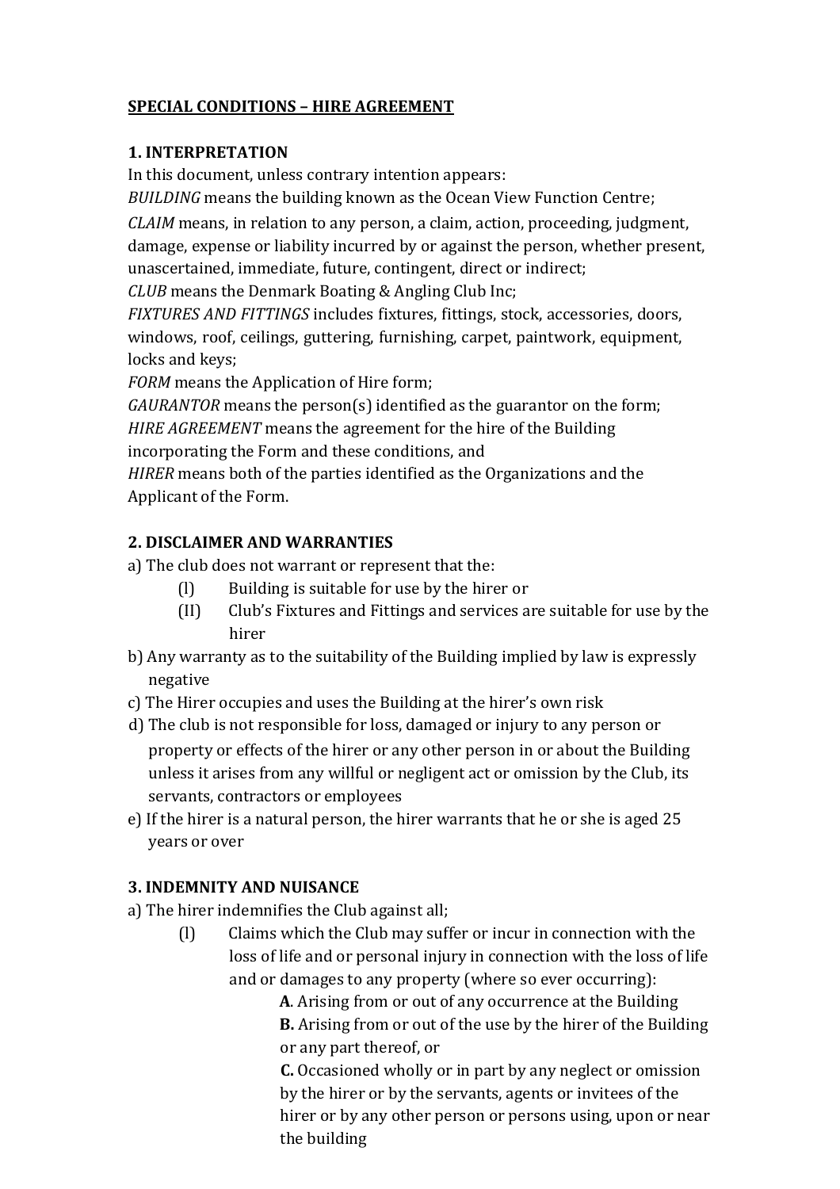**SPECIAL CONDITIONS – HIRE AGREEMENT**

**1. INTERPRETATION**

In this document, unless contrary intention appears:

*BUILDING* means the building known as the Ocean View Function Centre;

*CLAIM* means, in relation to any person, a claim, action, proceeding, judgment, damage, expense or liability incurred by or against the person, whether present, unascertained, immediate, future, contingent, direct or indirect;

*CLUB* means the Denmark Boating & Angling Club Inc;

*FIXTURES AND FITTINGS* includes fixtures, fittings, stock, accessories, doors, windows, roof, ceilings, guttering, furnishing, carpet, paintwork, equipment, locks and keys;

*FORM* means the Application of Hire form;

*GAURANTOR* means the person(s) identified as the guarantor on the form;

*HIRE AGREEMENT* means the agreement for the hire of the Building incorporating the Form and these conditions, and

*HIRER* means both of the parties identified as the Organizations and the Applicant of the Form.

**2. DISCLAIMER AND WARRANTIES**

a) The club does not warrant or represent that the:

- (I) Building is suitable for use by the hirer or
- (II) Club's Fixtures and Fittings and services are suitable for use by the hirer

b) Any warranty as to the suitability of the Building implied by law is expressly negative

c) The Hirer occupies and uses the Building at the hirer's own risk

d) The club is not responsible for loss, damaged or injury to any person or property or effects of the hirer or any other person in or about the Building unless it arises from any willful or negligent act or omission by the Club, its servants, contractors or employees

e) If the hirer is a natural person, the hirer warrants that he or she is aged 25 years or over

**3. INDEMNITY AND NUISANCE**

a) The hirer indemnifies the Club against all;

- (I) Claims which the Club may suffer or incur in connection with the loss of life and or personal injury in connection with the loss of life and or damages to any property (where so ever occurring):
  - **A**. Arising from or out of any occurrence at the Building
  - **B.** Arising from or out of the use by the hirer of the Building or any part thereof, or
  - **C.** Occasioned wholly or in part by any neglect or omission by the hirer or by the servants, agents or invitees of the hirer or by any other person or persons using, upon or near the building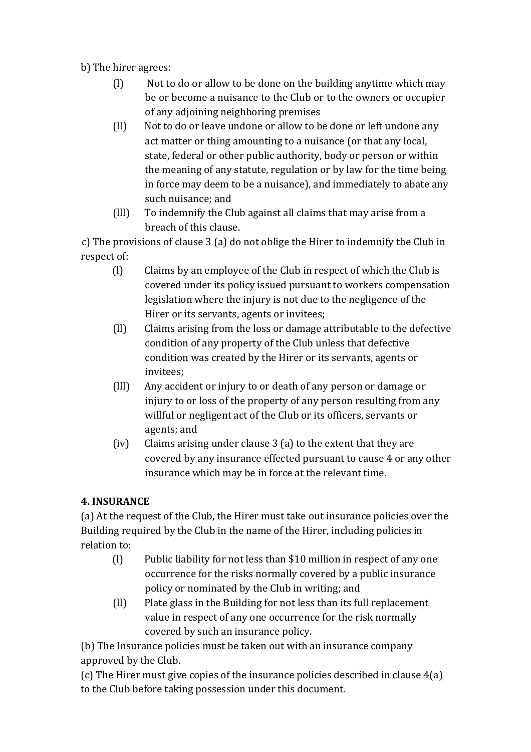b) The hirer agrees:

(l) Not to do or allow to be done on the building anytime which may be or become a nuisance to the Club or to the owners or occupier of any adjoining neighboring premises

(ll) Not to do or leave undone or allow to be done or left undone any act matter or thing amounting to a nuisance (or that any local, state, federal or other public authority, body or person or within the meaning of any statute, regulation or by law for the time being in force may deem to be a nuisance), and immediately to abate any such nuisance; and

(lll) To indemnify the Club against all claims that may arise from a breach of this clause.

c) The provisions of clause 3 (a) do not oblige the Hirer to indemnify the Club in respect of:

(l) Claims by an employee of the Club in respect of which the Club is covered under its policy issued pursuant to workers compensation legislation where the injury is not due to the negligence of the Hirer or its servants, agents or invitees;

(ll) Claims arising from the loss or damage attributable to the defective condition of any property of the Club unless that defective condition was created by the Hirer or its servants, agents or invitees;

(lll) Any accident or injury to or death of any person or damage or injury to or loss of the property of any person resulting from any willful or negligent act of the Club or its officers, servants or agents; and

(iv) Claims arising under clause 3 (a) to the extent that they are covered by any insurance effected pursuant to cause 4 or any other insurance which may be in force at the relevant time.

**4. INSURANCE**

(a) At the request of the Club, the Hirer must take out insurance policies over the Building required by the Club in the name of the Hirer, including policies in relation to:

(l) Public liability for not less than $10 million in respect of any one occurrence for the risks normally covered by a public insurance policy or nominated by the Club in writing; and

(ll) Plate glass in the Building for not less than its full replacement value in respect of any one occurrence for the risk normally covered by such an insurance policy.

(b) The Insurance policies must be taken out with an insurance company approved by the Club.

(c) The Hirer must give copies of the insurance policies described in clause 4(a) to the Club before taking possession under this document.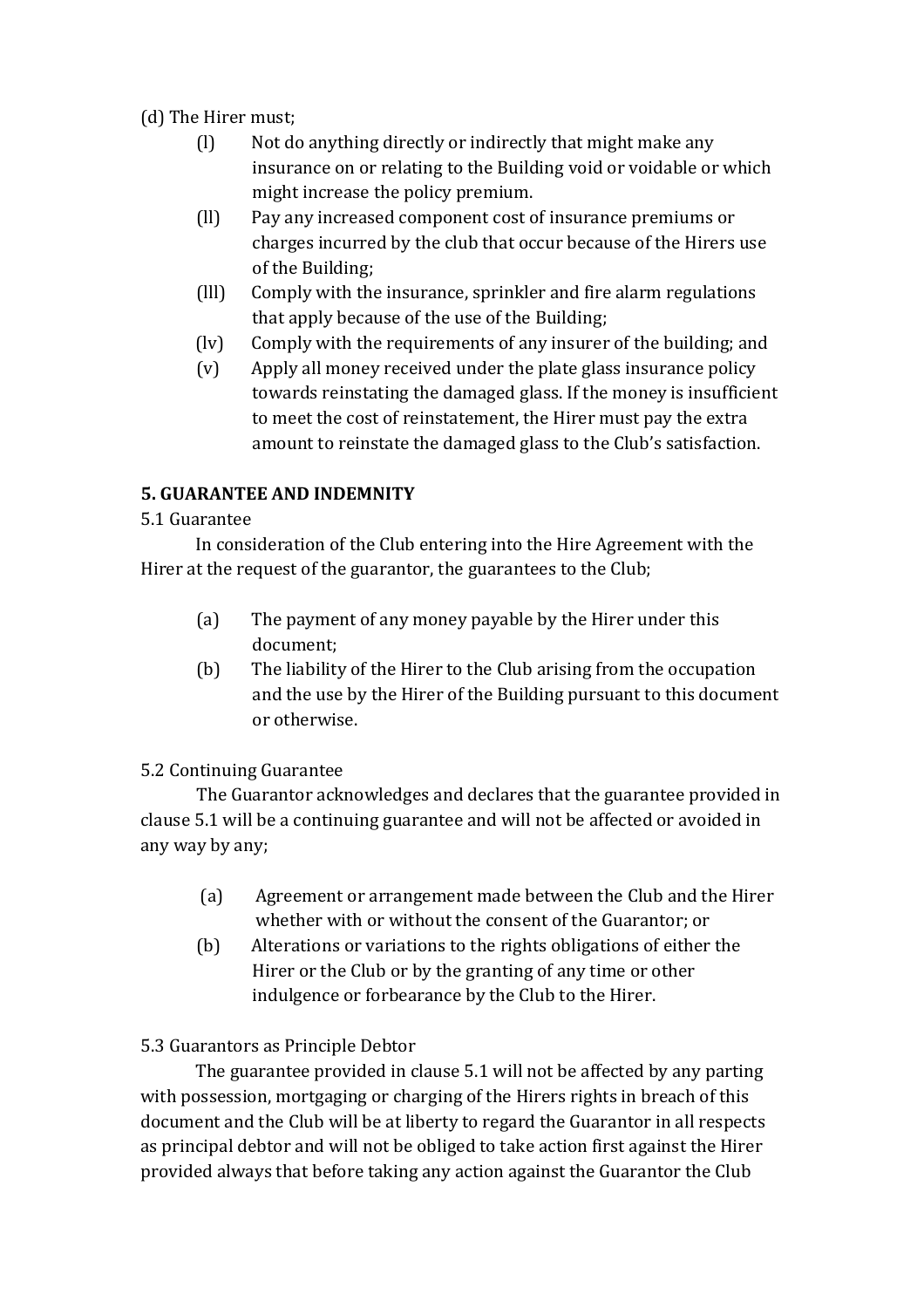(d) The Hirer must;

- (l) Not do anything directly or indirectly that might make any insurance on or relating to the Building void or voidable or which might increase the policy premium.
- (ll) Pay any increased component cost of insurance premiums or charges incurred by the club that occur because of the Hirers use of the Building;
- (lll) Comply with the insurance, sprinkler and fire alarm regulations that apply because of the use of the Building;
- (lv) Comply with the requirements of any insurer of the building; and
- (v) Apply all money received under the plate glass insurance policy towards reinstating the damaged glass. If the money is insufficient to meet the cost of reinstatement, the Hirer must pay the extra amount to reinstate the damaged glass to the Club's satisfaction.

**5. GUARANTEE AND INDEMNITY**

5.1 Guarantee

In consideration of the Club entering into the Hire Agreement with the Hirer at the request of the guarantor, the guarantees to the Club;

- (a) The payment of any money payable by the Hirer under this document;
- (b) The liability of the Hirer to the Club arising from the occupation and the use by the Hirer of the Building pursuant to this document or otherwise.

5.2 Continuing Guarantee

The Guarantor acknowledges and declares that the guarantee provided in clause 5.1 will be a continuing guarantee and will not be affected or avoided in any way by any;

- (a) Agreement or arrangement made between the Club and the Hirer whether with or without the consent of the Guarantor; or
- (b) Alterations or variations to the rights obligations of either the Hirer or the Club or by the granting of any time or other indulgence or forbearance by the Club to the Hirer.

5.3 Guarantors as Principle Debtor

The guarantee provided in clause 5.1 will not be affected by any parting with possession, mortgaging or charging of the Hirers rights in breach of this document and the Club will be at liberty to regard the Guarantor in all respects as principal debtor and will not be obliged to take action first against the Hirer provided always that before taking any action against the Guarantor the Club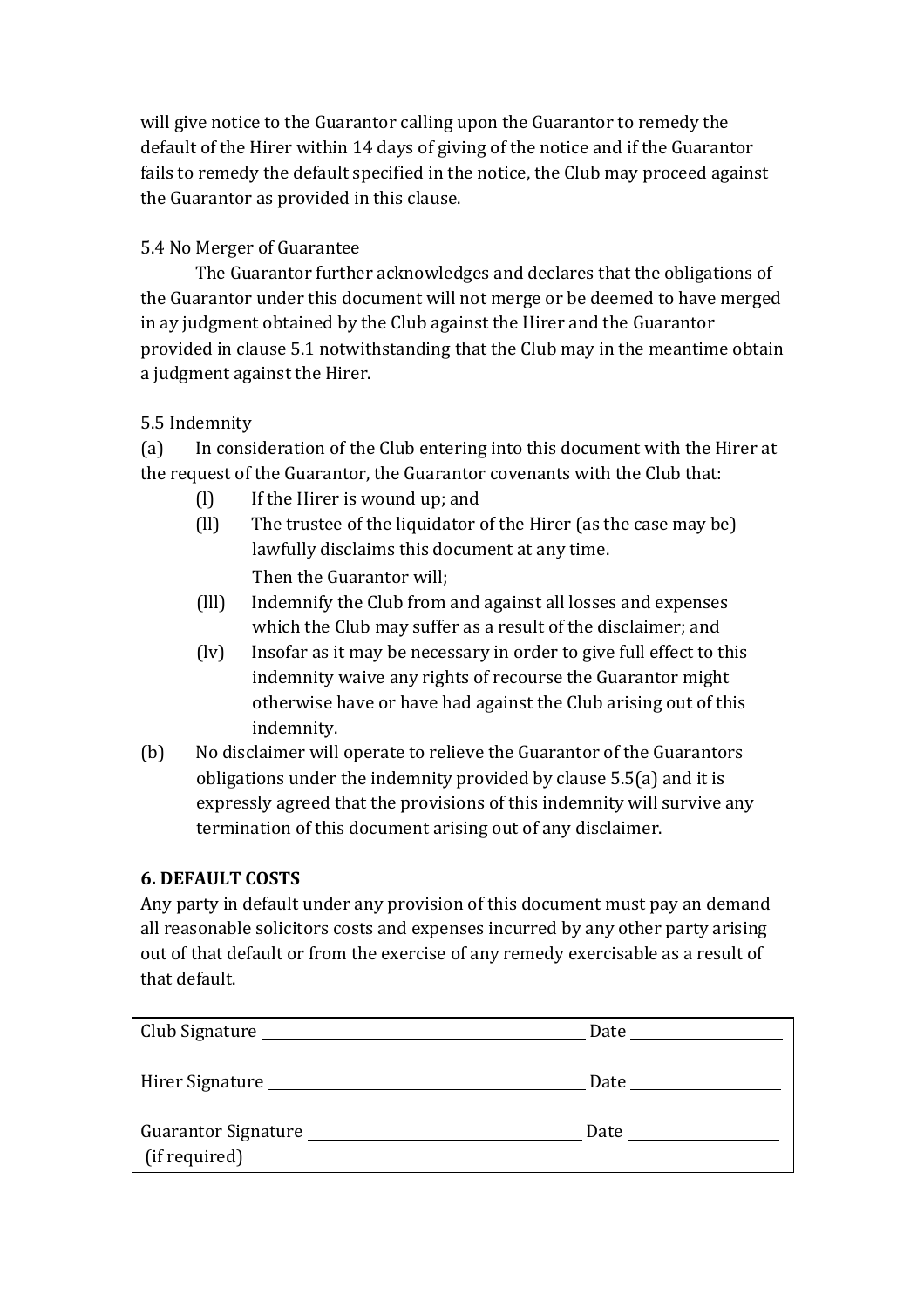will give notice to the Guarantor calling upon the Guarantor to remedy the default of the Hirer within 14 days of giving of the notice and if the Guarantor fails to remedy the default specified in the notice, the Club may proceed against the Guarantor as provided in this clause.

5.4 No Merger of Guarantee

The Guarantor further acknowledges and declares that the obligations of the Guarantor under this document will not merge or be deemed to have merged in ay judgment obtained by the Club against the Hirer and the Guarantor provided in clause 5.1 notwithstanding that the Club may in the meantime obtain a judgment against the Hirer.

5.5 Indemnity

(a) In consideration of the Club entering into this document with the Hirer at the request of the Guarantor, the Guarantor covenants with the Club that:

- (l) If the Hirer is wound up; and
- (ll) The trustee of the liquidator of the Hirer (as the case may be) lawfully disclaims this document at any time.

  Then the Guarantor will;

- (lll) Indemnify the Club from and against all losses and expenses which the Club may suffer as a result of the disclaimer; and
- (lv) Insofar as it may be necessary in order to give full effect to this indemnity waive any rights of recourse the Guarantor might otherwise have or have had against the Club arising out of this indemnity.

(b) No disclaimer will operate to relieve the Guarantor of the Guarantors obligations under the indemnity provided by clause 5.5(a) and it is expressly agreed that the provisions of this indemnity will survive any termination of this document arising out of any disclaimer.

**6. DEFAULT COSTS**

Any party in default under any provision of this document must pay an demand all reasonable solicitors costs and expenses incurred by any other party arising out of that default or from the exercise of any remedy exercisable as a result of that default.

| | |
|---|---|
| Club Signature ____________________ | Date __________ |
| Hirer Signature ____________________ | Date __________ |
| Guarantor Signature ____________________ (if required) | Date __________ |